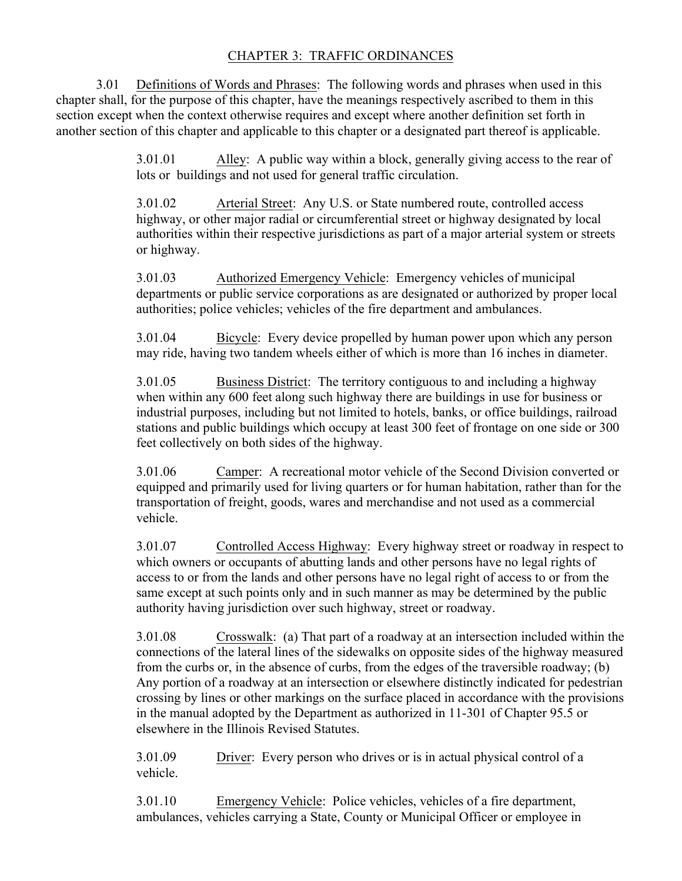# CHAPTER 3: TRAFFIC ORDINANCES

3.01 Definitions of Words and Phrases: The following words and phrases when used in this chapter shall, for the purpose of this chapter, have the meanings respectively ascribed to them in this section except when the context otherwise requires and except where another definition set forth in another section of this chapter and applicable to this chapter or a designated part thereof is applicable.

3.01.01 Alley: A public way within a block, generally giving access to the rear of lots or buildings and not used for general traffic circulation.

3.01.02 Arterial Street: Any U.S. or State numbered route, controlled access highway, or other major radial or circumferential street or highway designated by local authorities within their respective jurisdictions as part of a major arterial system or streets or highway.

3.01.03 Authorized Emergency Vehicle: Emergency vehicles of municipal departments or public service corporations as are designated or authorized by proper local authorities; police vehicles; vehicles of the fire department and ambulances.

3.01.04 Bicycle: Every device propelled by human power upon which any person may ride, having two tandem wheels either of which is more than 16 inches in diameter.

3.01.05 Business District: The territory contiguous to and including a highway when within any 600 feet along such highway there are buildings in use for business or industrial purposes, including but not limited to hotels, banks, or office buildings, railroad stations and public buildings which occupy at least 300 feet of frontage on one side or 300 feet collectively on both sides of the highway.

3.01.06 Camper: A recreational motor vehicle of the Second Division converted or equipped and primarily used for living quarters or for human habitation, rather than for the transportation of freight, goods, wares and merchandise and not used as a commercial vehicle.

3.01.07 Controlled Access Highway: Every highway street or roadway in respect to which owners or occupants of abutting lands and other persons have no legal rights of access to or from the lands and other persons have no legal right of access to or from the same except at such points only and in such manner as may be determined by the public authority having jurisdiction over such highway, street or roadway.

3.01.08 Crosswalk: (a) That part of a roadway at an intersection included within the connections of the lateral lines of the sidewalks on opposite sides of the highway measured from the curbs or, in the absence of curbs, from the edges of the traversible roadway; (b) Any portion of a roadway at an intersection or elsewhere distinctly indicated for pedestrian crossing by lines or other markings on the surface placed in accordance with the provisions in the manual adopted by the Department as authorized in 11-301 of Chapter 95.5 or elsewhere in the Illinois Revised Statutes.

3.01.09 Driver: Every person who drives or is in actual physical control of a vehicle.

3.01.10 Emergency Vehicle: Police vehicles, vehicles of a fire department, ambulances, vehicles carrying a State, County or Municipal Officer or employee in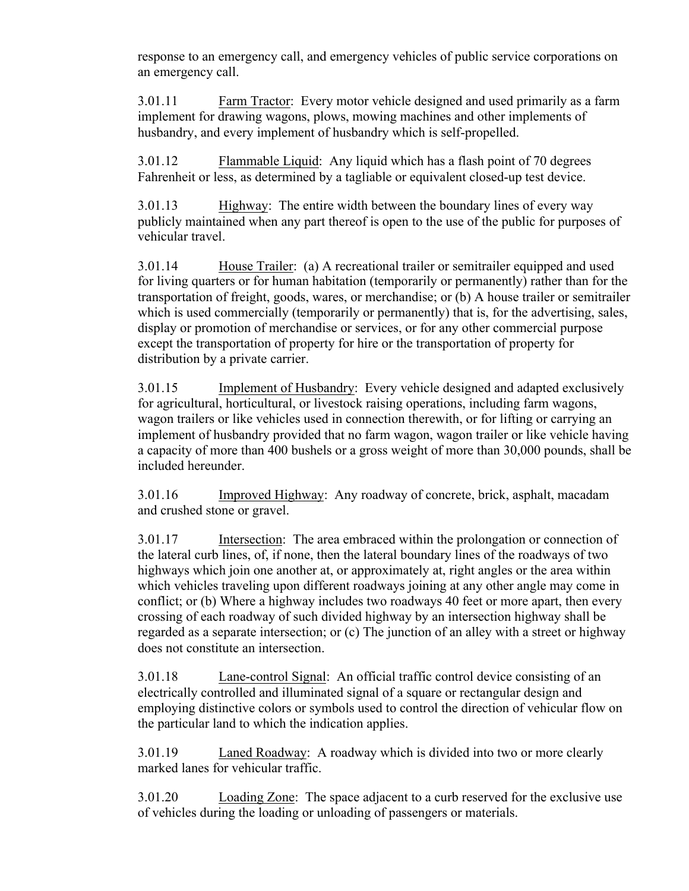response to an emergency call, and emergency vehicles of public service corporations on an emergency call.

3.01.11 Farm Tractor: Every motor vehicle designed and used primarily as a farm implement for drawing wagons, plows, mowing machines and other implements of husbandry, and every implement of husbandry which is self-propelled.

3.01.12 Flammable Liquid: Any liquid which has a flash point of 70 degrees Fahrenheit or less, as determined by a tagliable or equivalent closed-up test device.

3.01.13 Highway: The entire width between the boundary lines of every way publicly maintained when any part thereof is open to the use of the public for purposes of vehicular travel.

3.01.14 House Trailer: (a) A recreational trailer or semitrailer equipped and used for living quarters or for human habitation (temporarily or permanently) rather than for the transportation of freight, goods, wares, or merchandise; or (b) A house trailer or semitrailer which is used commercially (temporarily or permanently) that is, for the advertising, sales, display or promotion of merchandise or services, or for any other commercial purpose except the transportation of property for hire or the transportation of property for distribution by a private carrier.

3.01.15 Implement of Husbandry: Every vehicle designed and adapted exclusively for agricultural, horticultural, or livestock raising operations, including farm wagons, wagon trailers or like vehicles used in connection therewith, or for lifting or carrying an implement of husbandry provided that no farm wagon, wagon trailer or like vehicle having a capacity of more than 400 bushels or a gross weight of more than 30,000 pounds, shall be included hereunder.

3.01.16 Improved Highway: Any roadway of concrete, brick, asphalt, macadam and crushed stone or gravel.

3.01.17 Intersection: The area embraced within the prolongation or connection of the lateral curb lines, of, if none, then the lateral boundary lines of the roadways of two highways which join one another at, or approximately at, right angles or the area within which vehicles traveling upon different roadways joining at any other angle may come in conflict; or (b) Where a highway includes two roadways 40 feet or more apart, then every crossing of each roadway of such divided highway by an intersection highway shall be regarded as a separate intersection; or (c) The junction of an alley with a street or highway does not constitute an intersection.

3.01.18 Lane-control Signal: An official traffic control device consisting of an electrically controlled and illuminated signal of a square or rectangular design and employing distinctive colors or symbols used to control the direction of vehicular flow on the particular land to which the indication applies.

3.01.19 Laned Roadway: A roadway which is divided into two or more clearly marked lanes for vehicular traffic.

3.01.20 Loading Zone: The space adjacent to a curb reserved for the exclusive use of vehicles during the loading or unloading of passengers or materials.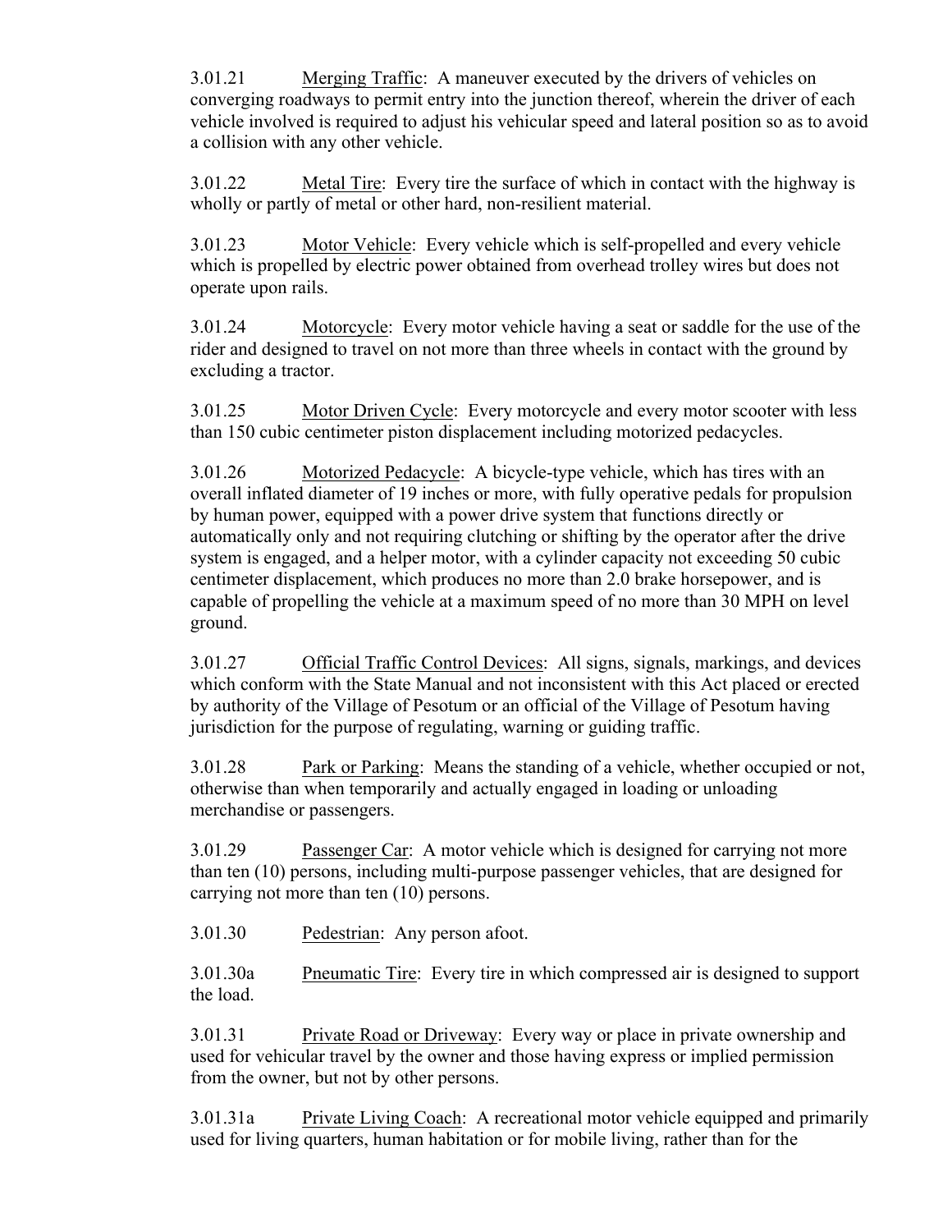3.01.21 Merging Traffic: A maneuver executed by the drivers of vehicles on converging roadways to permit entry into the junction thereof, wherein the driver of each vehicle involved is required to adjust his vehicular speed and lateral position so as to avoid a collision with any other vehicle.

3.01.22 Metal Tire: Every tire the surface of which in contact with the highway is wholly or partly of metal or other hard, non-resilient material.

3.01.23 Motor Vehicle: Every vehicle which is self-propelled and every vehicle which is propelled by electric power obtained from overhead trolley wires but does not operate upon rails.

3.01.24 Motorcycle: Every motor vehicle having a seat or saddle for the use of the rider and designed to travel on not more than three wheels in contact with the ground by excluding a tractor.

3.01.25 Motor Driven Cycle: Every motorcycle and every motor scooter with less than 150 cubic centimeter piston displacement including motorized pedacycles.

3.01.26 Motorized Pedacycle: A bicycle-type vehicle, which has tires with an overall inflated diameter of 19 inches or more, with fully operative pedals for propulsion by human power, equipped with a power drive system that functions directly or automatically only and not requiring clutching or shifting by the operator after the drive system is engaged, and a helper motor, with a cylinder capacity not exceeding 50 cubic centimeter displacement, which produces no more than 2.0 brake horsepower, and is capable of propelling the vehicle at a maximum speed of no more than 30 MPH on level ground.

3.01.27 Official Traffic Control Devices: All signs, signals, markings, and devices which conform with the State Manual and not inconsistent with this Act placed or erected by authority of the Village of Pesotum or an official of the Village of Pesotum having jurisdiction for the purpose of regulating, warning or guiding traffic.

3.01.28 Park or Parking: Means the standing of a vehicle, whether occupied or not, otherwise than when temporarily and actually engaged in loading or unloading merchandise or passengers.

3.01.29 Passenger Car: A motor vehicle which is designed for carrying not more than ten (10) persons, including multi-purpose passenger vehicles, that are designed for carrying not more than ten (10) persons.

3.01.30 Pedestrian: Any person afoot.

3.01.30a Pneumatic Tire: Every tire in which compressed air is designed to support the load.

3.01.31 Private Road or Driveway: Every way or place in private ownership and used for vehicular travel by the owner and those having express or implied permission from the owner, but not by other persons.

3.01.31a Private Living Coach: A recreational motor vehicle equipped and primarily used for living quarters, human habitation or for mobile living, rather than for the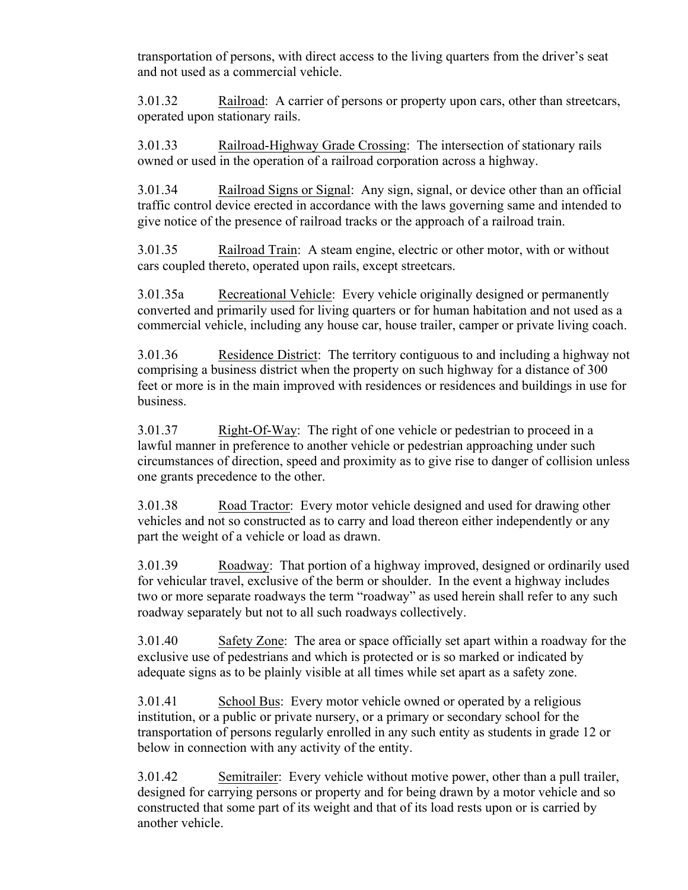transportation of persons, with direct access to the living quarters from the driver's seat and not used as a commercial vehicle.

3.01.32 Railroad: A carrier of persons or property upon cars, other than streetcars, operated upon stationary rails.

3.01.33 Railroad-Highway Grade Crossing: The intersection of stationary rails owned or used in the operation of a railroad corporation across a highway.

3.01.34 Railroad Signs or Signal: Any sign, signal, or device other than an official traffic control device erected in accordance with the laws governing same and intended to give notice of the presence of railroad tracks or the approach of a railroad train.

3.01.35 Railroad Train: A steam engine, electric or other motor, with or without cars coupled thereto, operated upon rails, except streetcars.

3.01.35a Recreational Vehicle: Every vehicle originally designed or permanently converted and primarily used for living quarters or for human habitation and not used as a commercial vehicle, including any house car, house trailer, camper or private living coach.

3.01.36 Residence District: The territory contiguous to and including a highway not comprising a business district when the property on such highway for a distance of 300 feet or more is in the main improved with residences or residences and buildings in use for business.

3.01.37 Right-Of-Way: The right of one vehicle or pedestrian to proceed in a lawful manner in preference to another vehicle or pedestrian approaching under such circumstances of direction, speed and proximity as to give rise to danger of collision unless one grants precedence to the other.

3.01.38 Road Tractor: Every motor vehicle designed and used for drawing other vehicles and not so constructed as to carry and load thereon either independently or any part the weight of a vehicle or load as drawn.

3.01.39 Roadway: That portion of a highway improved, designed or ordinarily used for vehicular travel, exclusive of the berm or shoulder. In the event a highway includes two or more separate roadways the term "roadway" as used herein shall refer to any such roadway separately but not to all such roadways collectively.

3.01.40 Safety Zone: The area or space officially set apart within a roadway for the exclusive use of pedestrians and which is protected or is so marked or indicated by adequate signs as to be plainly visible at all times while set apart as a safety zone.

3.01.41 School Bus: Every motor vehicle owned or operated by a religious institution, or a public or private nursery, or a primary or secondary school for the transportation of persons regularly enrolled in any such entity as students in grade 12 or below in connection with any activity of the entity.

3.01.42 Semitrailer: Every vehicle without motive power, other than a pull trailer, designed for carrying persons or property and for being drawn by a motor vehicle and so constructed that some part of its weight and that of its load rests upon or is carried by another vehicle.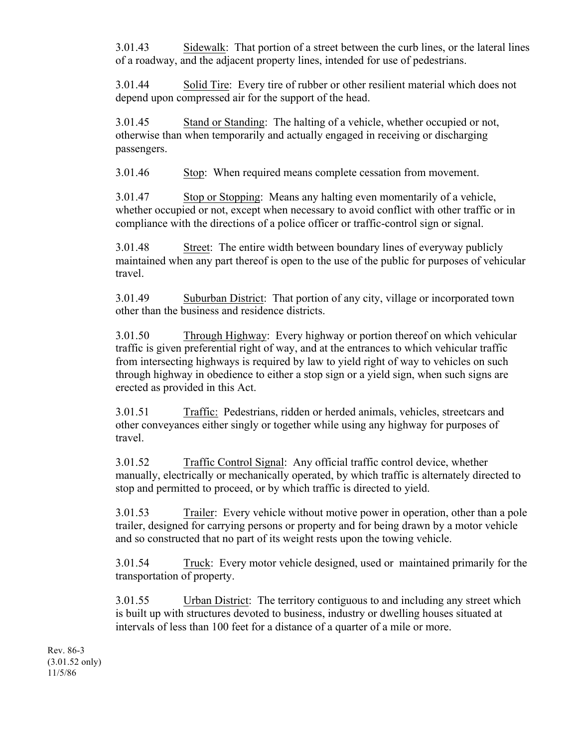3.01.43 Sidewalk: That portion of a street between the curb lines, or the lateral lines of a roadway, and the adjacent property lines, intended for use of pedestrians.

3.01.44 Solid Tire: Every tire of rubber or other resilient material which does not depend upon compressed air for the support of the head.

3.01.45 Stand or Standing: The halting of a vehicle, whether occupied or not, otherwise than when temporarily and actually engaged in receiving or discharging passengers.

3.01.46 Stop: When required means complete cessation from movement.

3.01.47 Stop or Stopping: Means any halting even momentarily of a vehicle, whether occupied or not, except when necessary to avoid conflict with other traffic or in compliance with the directions of a police officer or traffic-control sign or signal.

3.01.48 Street: The entire width between boundary lines of everyway publicly maintained when any part thereof is open to the use of the public for purposes of vehicular travel.

3.01.49 Suburban District: That portion of any city, village or incorporated town other than the business and residence districts.

3.01.50 Through Highway: Every highway or portion thereof on which vehicular traffic is given preferential right of way, and at the entrances to which vehicular traffic from intersecting highways is required by law to yield right of way to vehicles on such through highway in obedience to either a stop sign or a yield sign, when such signs are erected as provided in this Act.

3.01.51 Traffic: Pedestrians, ridden or herded animals, vehicles, streetcars and other conveyances either singly or together while using any highway for purposes of travel.

3.01.52 Traffic Control Signal: Any official traffic control device, whether manually, electrically or mechanically operated, by which traffic is alternately directed to stop and permitted to proceed, or by which traffic is directed to yield.

3.01.53 Trailer: Every vehicle without motive power in operation, other than a pole trailer, designed for carrying persons or property and for being drawn by a motor vehicle and so constructed that no part of its weight rests upon the towing vehicle.

3.01.54 Truck: Every motor vehicle designed, used or maintained primarily for the transportation of property.

3.01.55 Urban District: The territory contiguous to and including any street which is built up with structures devoted to business, industry or dwelling houses situated at intervals of less than 100 feet for a distance of a quarter of a mile or more.

Rev. 86-3
(3.01.52 only)
11/5/86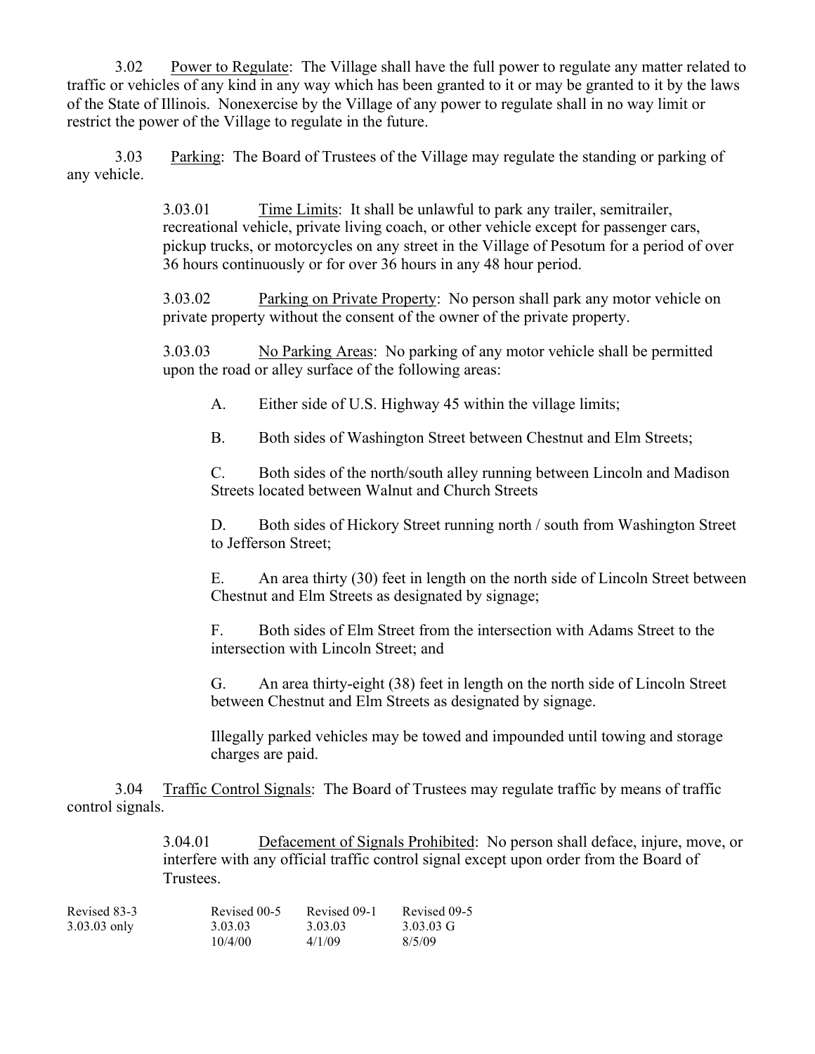3.02 Power to Regulate: The Village shall have the full power to regulate any matter related to traffic or vehicles of any kind in any way which has been granted to it or may be granted to it by the laws of the State of Illinois. Nonexercise by the Village of any power to regulate shall in no way limit or restrict the power of the Village to regulate in the future.

3.03 Parking: The Board of Trustees of the Village may regulate the standing or parking of any vehicle.

> 3.03.01 Time Limits: It shall be unlawful to park any trailer, semitrailer, recreational vehicle, private living coach, or other vehicle except for passenger cars, pickup trucks, or motorcycles on any street in the Village of Pesotum for a period of over 36 hours continuously or for over 36 hours in any 48 hour period.
>
> 3.03.02 Parking on Private Property: No person shall park any motor vehicle on private property without the consent of the owner of the private property.
>
> 3.03.03 No Parking Areas: No parking of any motor vehicle shall be permitted upon the road or alley surface of the following areas:
>
> A. Either side of U.S. Highway 45 within the village limits;
>
> B. Both sides of Washington Street between Chestnut and Elm Streets;
>
> C. Both sides of the north/south alley running between Lincoln and Madison Streets located between Walnut and Church Streets
>
> D. Both sides of Hickory Street running north / south from Washington Street to Jefferson Street;
>
> E. An area thirty (30) feet in length on the north side of Lincoln Street between Chestnut and Elm Streets as designated by signage;
>
> F. Both sides of Elm Street from the intersection with Adams Street to the intersection with Lincoln Street; and
>
> G. An area thirty-eight (38) feet in length on the north side of Lincoln Street between Chestnut and Elm Streets as designated by signage.
>
> Illegally parked vehicles may be towed and impounded until towing and storage charges are paid.

3.04 Traffic Control Signals: The Board of Trustees may regulate traffic by means of traffic control signals.

> 3.04.01 Defacement of Signals Prohibited: No person shall deface, injure, move, or interfere with any official traffic control signal except upon order from the Board of Trustees.

| Revised 83-3 | Revised 00-5 | Revised 09-1 | Revised 09-5 |
|---|---|---|---|
| 3.03.03 only | 3.03.03 | 3.03.03 | 3.03.03 G |
| | 10/4/00 | 4/1/09 | 8/5/09 |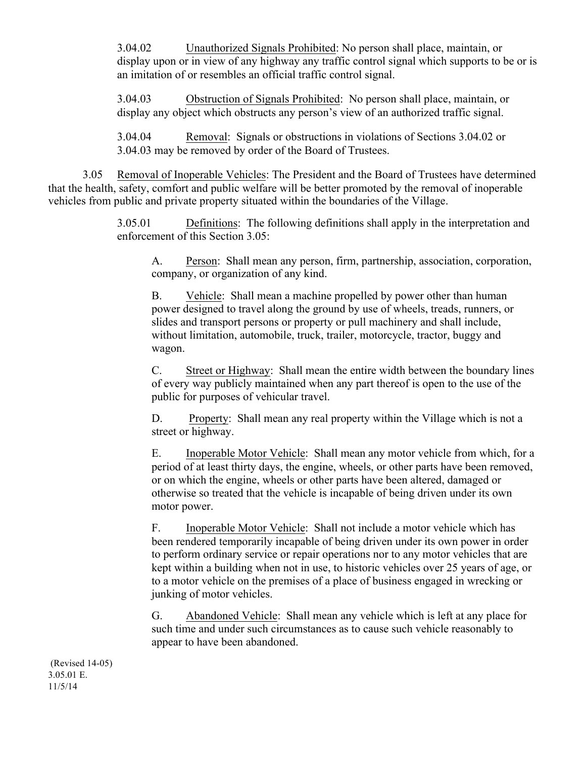3.04.02 Unauthorized Signals Prohibited: No person shall place, maintain, or display upon or in view of any highway any traffic control signal which supports to be or is an imitation of or resembles an official traffic control signal.

3.04.03 Obstruction of Signals Prohibited: No person shall place, maintain, or display any object which obstructs any person's view of an authorized traffic signal.

3.04.04 Removal: Signals or obstructions in violations of Sections 3.04.02 or 3.04.03 may be removed by order of the Board of Trustees.

3.05 Removal of Inoperable Vehicles: The President and the Board of Trustees have determined that the health, safety, comfort and public welfare will be better promoted by the removal of inoperable vehicles from public and private property situated within the boundaries of the Village.

3.05.01 Definitions: The following definitions shall apply in the interpretation and enforcement of this Section 3.05:

A. Person: Shall mean any person, firm, partnership, association, corporation, company, or organization of any kind.

B. Vehicle: Shall mean a machine propelled by power other than human power designed to travel along the ground by use of wheels, treads, runners, or slides and transport persons or property or pull machinery and shall include, without limitation, automobile, truck, trailer, motorcycle, tractor, buggy and wagon.

C. Street or Highway: Shall mean the entire width between the boundary lines of every way publicly maintained when any part thereof is open to the use of the public for purposes of vehicular travel.

D. Property: Shall mean any real property within the Village which is not a street or highway.

E. Inoperable Motor Vehicle: Shall mean any motor vehicle from which, for a period of at least thirty days, the engine, wheels, or other parts have been removed, or on which the engine, wheels or other parts have been altered, damaged or otherwise so treated that the vehicle is incapable of being driven under its own motor power.

F. Inoperable Motor Vehicle: Shall not include a motor vehicle which has been rendered temporarily incapable of being driven under its own power in order to perform ordinary service or repair operations nor to any motor vehicles that are kept within a building when not in use, to historic vehicles over 25 years of age, or to a motor vehicle on the premises of a place of business engaged in wrecking or junking of motor vehicles.

G. Abandoned Vehicle: Shall mean any vehicle which is left at any place for such time and under such circumstances as to cause such vehicle reasonably to appear to have been abandoned.

(Revised 14-05)
3.05.01 E.
11/5/14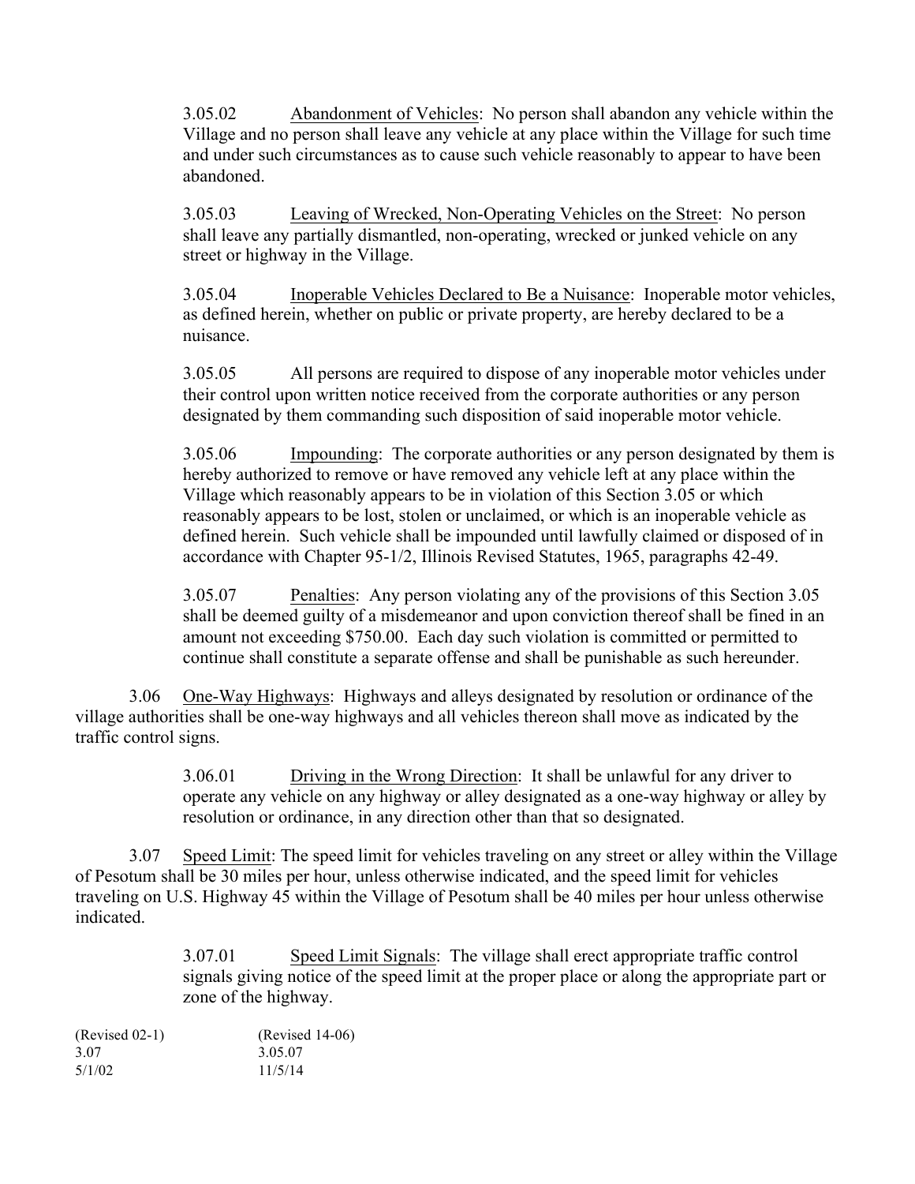3.05.02 Abandonment of Vehicles: No person shall abandon any vehicle within the Village and no person shall leave any vehicle at any place within the Village for such time and under such circumstances as to cause such vehicle reasonably to appear to have been abandoned.

3.05.03 Leaving of Wrecked, Non-Operating Vehicles on the Street: No person shall leave any partially dismantled, non-operating, wrecked or junked vehicle on any street or highway in the Village.

3.05.04 Inoperable Vehicles Declared to Be a Nuisance: Inoperable motor vehicles, as defined herein, whether on public or private property, are hereby declared to be a nuisance.

3.05.05 All persons are required to dispose of any inoperable motor vehicles under their control upon written notice received from the corporate authorities or any person designated by them commanding such disposition of said inoperable motor vehicle.

3.05.06 Impounding: The corporate authorities or any person designated by them is hereby authorized to remove or have removed any vehicle left at any place within the Village which reasonably appears to be in violation of this Section 3.05 or which reasonably appears to be lost, stolen or unclaimed, or which is an inoperable vehicle as defined herein. Such vehicle shall be impounded until lawfully claimed or disposed of in accordance with Chapter 95-1/2, Illinois Revised Statutes, 1965, paragraphs 42-49.

3.05.07 Penalties: Any person violating any of the provisions of this Section 3.05 shall be deemed guilty of a misdemeanor and upon conviction thereof shall be fined in an amount not exceeding $750.00. Each day such violation is committed or permitted to continue shall constitute a separate offense and shall be punishable as such hereunder.

3.06 One-Way Highways: Highways and alleys designated by resolution or ordinance of the village authorities shall be one-way highways and all vehicles thereon shall move as indicated by the traffic control signs.

3.06.01 Driving in the Wrong Direction: It shall be unlawful for any driver to operate any vehicle on any highway or alley designated as a one-way highway or alley by resolution or ordinance, in any direction other than that so designated.

3.07 Speed Limit: The speed limit for vehicles traveling on any street or alley within the Village of Pesotum shall be 30 miles per hour, unless otherwise indicated, and the speed limit for vehicles traveling on U.S. Highway 45 within the Village of Pesotum shall be 40 miles per hour unless otherwise indicated.

3.07.01 Speed Limit Signals: The village shall erect appropriate traffic control signals giving notice of the speed limit at the proper place or along the appropriate part or zone of the highway.

(Revised 02-1) (Revised 14-06)
3.07 3.05.07
5/1/02 11/5/14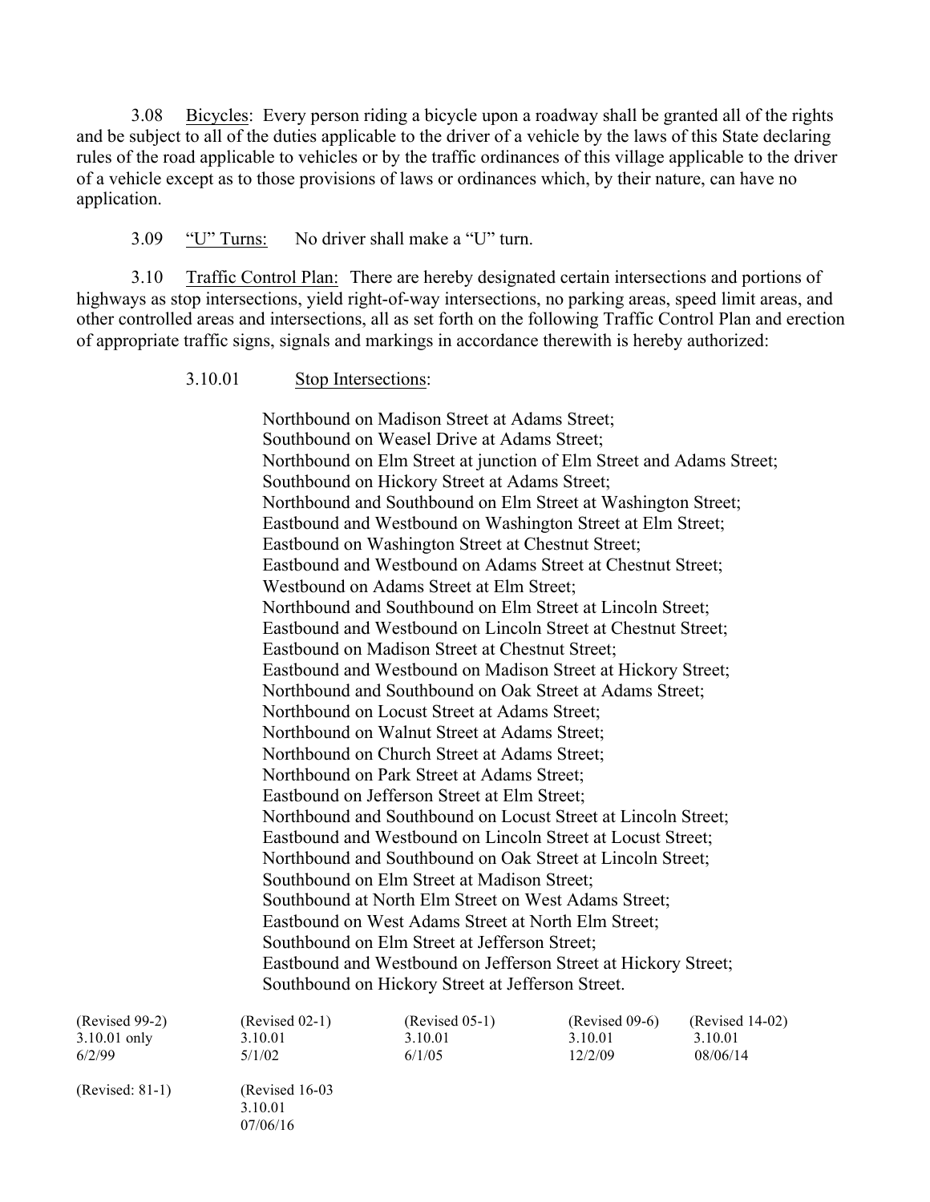3.08 Bicycles: Every person riding a bicycle upon a roadway shall be granted all of the rights and be subject to all of the duties applicable to the driver of a vehicle by the laws of this State declaring rules of the road applicable to vehicles or by the traffic ordinances of this village applicable to the driver of a vehicle except as to those provisions of laws or ordinances which, by their nature, can have no application.

3.09 "U" Turns: No driver shall make a "U" turn.

3.10 Traffic Control Plan: There are hereby designated certain intersections and portions of highways as stop intersections, yield right-of-way intersections, no parking areas, speed limit areas, and other controlled areas and intersections, all as set forth on the following Traffic Control Plan and erection of appropriate traffic signs, signals and markings in accordance therewith is hereby authorized:

3.10.01 Stop Intersections:

Northbound on Madison Street at Adams Street;
Southbound on Weasel Drive at Adams Street;
Northbound on Elm Street at junction of Elm Street and Adams Street;
Southbound on Hickory Street at Adams Street;
Northbound and Southbound on Elm Street at Washington Street;
Eastbound and Westbound on Washington Street at Elm Street;
Eastbound on Washington Street at Chestnut Street;
Eastbound and Westbound on Adams Street at Chestnut Street;
Westbound on Adams Street at Elm Street;
Northbound and Southbound on Elm Street at Lincoln Street;
Eastbound and Westbound on Lincoln Street at Chestnut Street;
Eastbound on Madison Street at Chestnut Street;
Eastbound and Westbound on Madison Street at Hickory Street;
Northbound and Southbound on Oak Street at Adams Street;
Northbound on Locust Street at Adams Street;
Northbound on Walnut Street at Adams Street;
Northbound on Church Street at Adams Street;
Northbound on Park Street at Adams Street;
Eastbound on Jefferson Street at Elm Street;
Northbound and Southbound on Locust Street at Lincoln Street;
Eastbound and Westbound on Lincoln Street at Locust Street;
Northbound and Southbound on Oak Street at Lincoln Street;
Southbound on Elm Street at Madison Street;
Southbound at North Elm Street on West Adams Street;
Eastbound on West Adams Street at North Elm Street;
Southbound on Elm Street at Jefferson Street;
Eastbound and Westbound on Jefferson Street at Hickory Street;
Southbound on Hickory Street at Jefferson Street.

(Revised 99-2) 3.10.01 only 6/2/99

(Revised 02-1) 3.10.01 5/1/02

(Revised 05-1) 3.10.01 6/1/05

(Revised 09-6) 3.10.01 12/2/09

(Revised 14-02) 3.10.01 08/06/14

(Revised: 81-1)

(Revised 16-03 3.10.01 07/06/16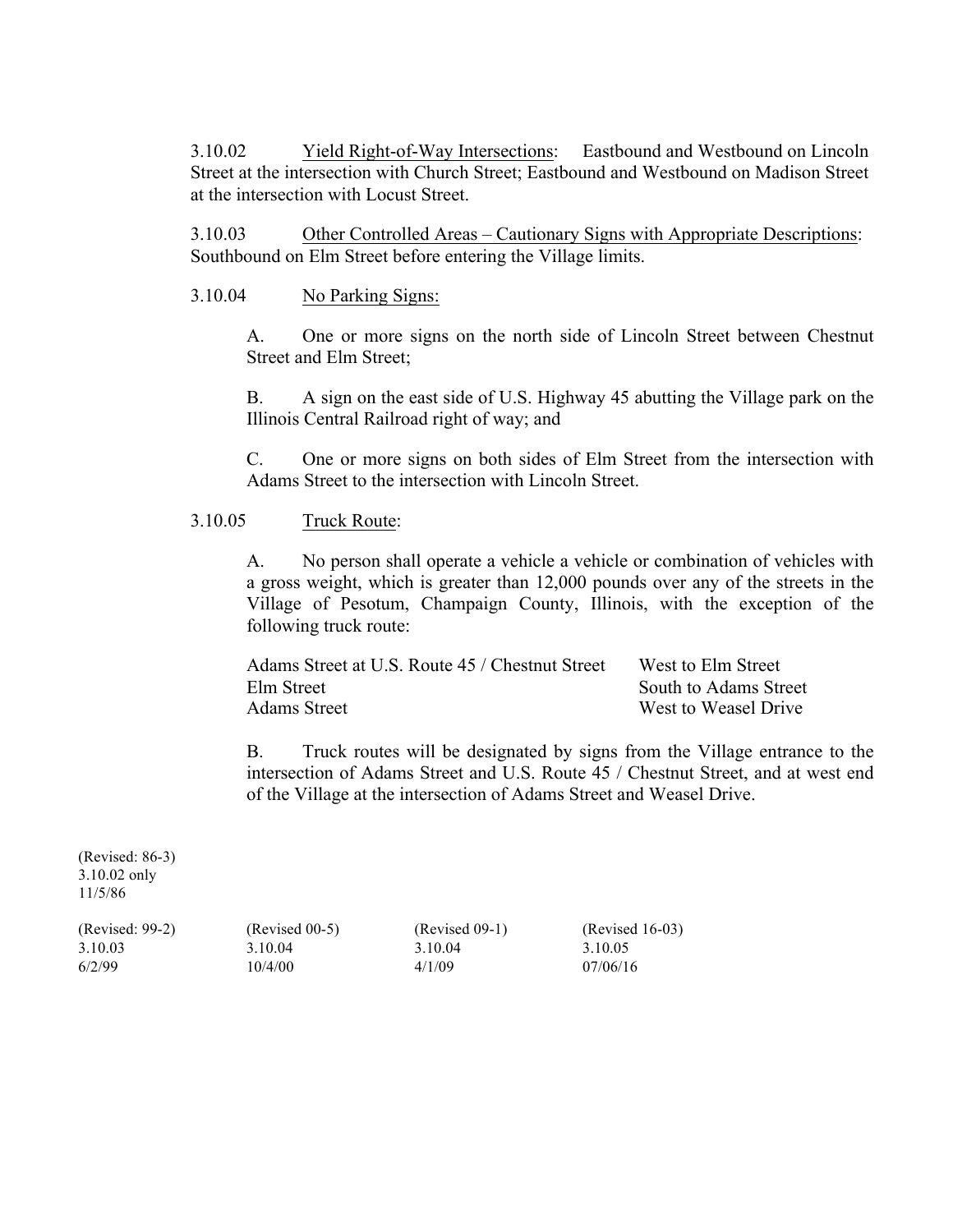3.10.02 Yield Right-of-Way Intersections: Eastbound and Westbound on Lincoln Street at the intersection with Church Street; Eastbound and Westbound on Madison Street at the intersection with Locust Street.

3.10.03 Other Controlled Areas – Cautionary Signs with Appropriate Descriptions: Southbound on Elm Street before entering the Village limits.

3.10.04 No Parking Signs:

A. One or more signs on the north side of Lincoln Street between Chestnut Street and Elm Street;

B. A sign on the east side of U.S. Highway 45 abutting the Village park on the Illinois Central Railroad right of way; and

C. One or more signs on both sides of Elm Street from the intersection with Adams Street to the intersection with Lincoln Street.

3.10.05 Truck Route:

A. No person shall operate a vehicle a vehicle or combination of vehicles with a gross weight, which is greater than 12,000 pounds over any of the streets in the Village of Pesotum, Champaign County, Illinois, with the exception of the following truck route:

| | |
|---|---|
| Adams Street at U.S. Route 45 / Chestnut Street | West to Elm Street |
| Elm Street | South to Adams Street |
| Adams Street | West to Weasel Drive |

B. Truck routes will be designated by signs from the Village entrance to the intersection of Adams Street and U.S. Route 45 / Chestnut Street, and at west end of the Village at the intersection of Adams Street and Weasel Drive.

(Revised: 86-3)
3.10.02 only
11/5/86

| | | | |
|---|---|---|---|
| (Revised: 99-2) | (Revised 00-5) | (Revised 09-1) | (Revised 16-03) |
| 3.10.03 | 3.10.04 | 3.10.04 | 3.10.05 |
| 6/2/99 | 10/4/00 | 4/1/09 | 07/06/16 |